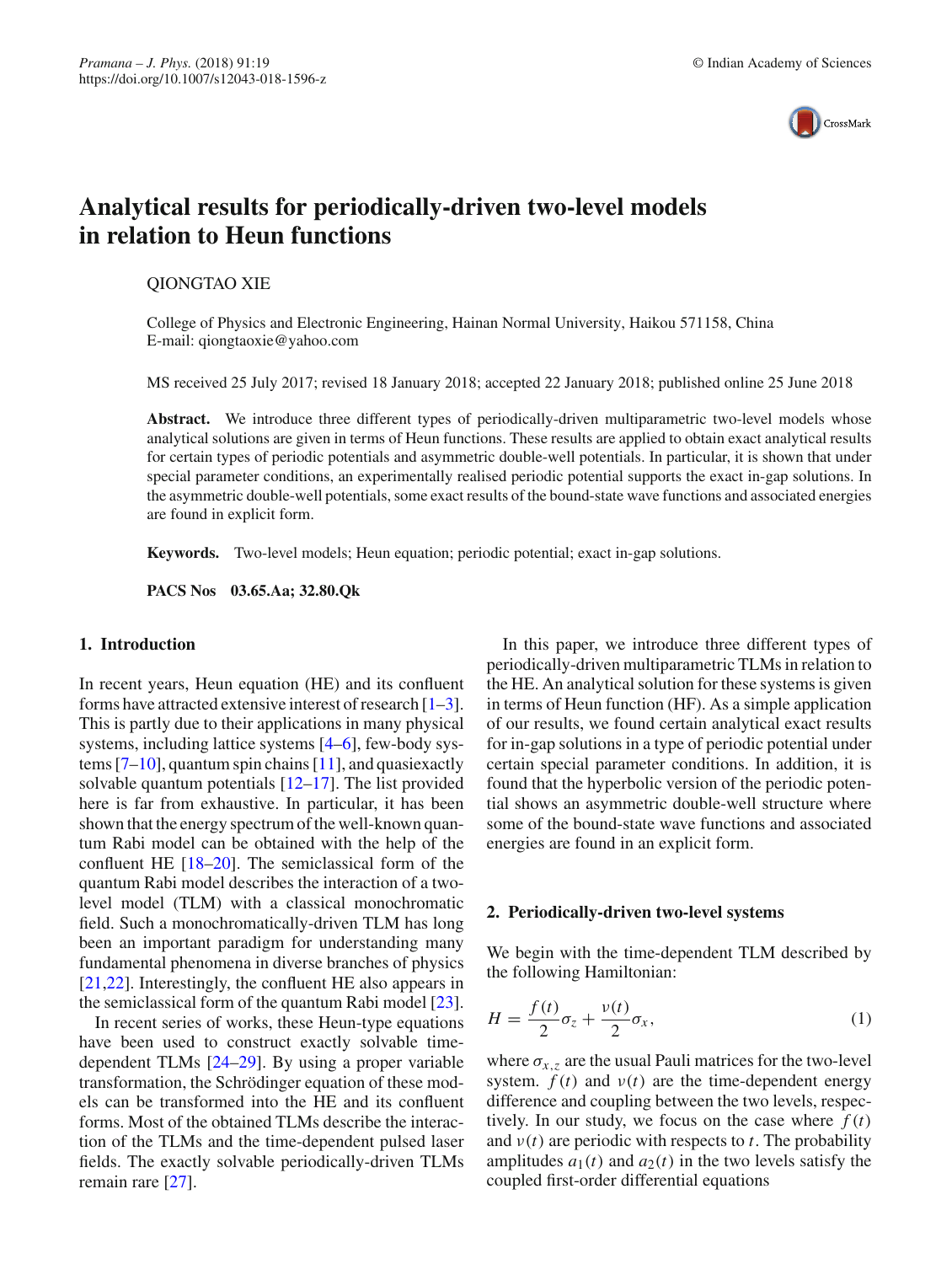# Analytical results for periodically-driven two-level models in relation to Heun functions

QIONGTAO XIE

College of Physics and Electronic Engineering, Hainan Normal University, Haikou 571158, China
E-mail: qiongtaoxie@yahoo.com

MS received 25 July 2017; revised 18 January 2018; accepted 22 January 2018; published online 25 June 2018

**Abstract.** We introduce three different types of periodically-driven multiparametric two-level models whose analytical solutions are given in terms of Heun functions. These results are applied to obtain exact analytical results for certain types of periodic potentials and asymmetric double-well potentials. In particular, it is shown that under special parameter conditions, an experimentally realised periodic potential supports the exact in-gap solutions. In the asymmetric double-well potentials, some exact results of the bound-state wave functions and associated energies are found in explicit form.

**Keywords.** Two-level models; Heun equation; periodic potential; exact in-gap solutions.

**PACS Nos** **03.65.Aa; 32.80.Qk**

## 1. Introduction

In recent years, Heun equation (HE) and its confluent forms have attracted extensive interest of research [1–3]. This is partly due to their applications in many physical systems, including lattice systems [4–6], few-body systems [7–10], quantum spin chains [11], and quasiexactly solvable quantum potentials [12–17]. The list provided here is far from exhaustive. In particular, it has been shown that the energy spectrum of the well-known quantum Rabi model can be obtained with the help of the confluent HE [18–20]. The semiclassical form of the quantum Rabi model describes the interaction of a two-level model (TLM) with a classical monochromatic field. Such a monochromatically-driven TLM has long been an important paradigm for understanding many fundamental phenomena in diverse branches of physics [21,22]. Interestingly, the confluent HE also appears in the semiclassical form of the quantum Rabi model [23].

In recent series of works, these Heun-type equations have been used to construct exactly solvable time-dependent TLMs [24–29]. By using a proper variable transformation, the Schrödinger equation of these models can be transformed into the HE and its confluent forms. Most of the obtained TLMs describe the interaction of the TLMs and the time-dependent pulsed laser fields. The exactly solvable periodically-driven TLMs remain rare [27].

In this paper, we introduce three different types of periodically-driven multiparametric TLMs in relation to the HE. An analytical solution for these systems is given in terms of Heun function (HF). As a simple application of our results, we found certain analytical exact results for in-gap solutions in a type of periodic potential under certain special parameter conditions. In addition, it is found that the hyperbolic version of the periodic potential shows an asymmetric double-well structure where some of the bound-state wave functions and associated energies are found in an explicit form.

## 2. Periodically-driven two-level systems

We begin with the time-dependent TLM described by the following Hamiltonian:

$$H = \frac{f(t)}{2}\sigma_z + \frac{\nu(t)}{2}\sigma_x, \tag{1}$$

where $\sigma_{x,z}$ are the usual Pauli matrices for the two-level system. $f(t)$ and $\nu(t)$ are the time-dependent energy difference and coupling between the two levels, respectively. In our study, we focus on the case where $f(t)$ and $\nu(t)$ are periodic with respects to $t$. The probability amplitudes $a_1(t)$ and $a_2(t)$ in the two levels satisfy the coupled first-order differential equations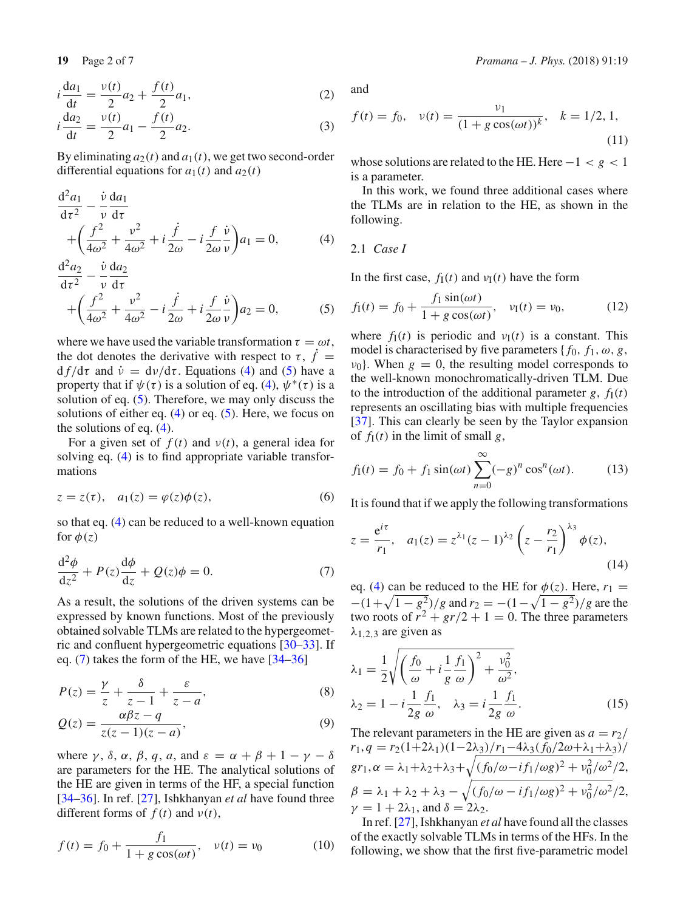$$i\frac{\mathrm{d}a_1}{\mathrm{d}t} = \frac{\nu(t)}{2}a_2 + \frac{f(t)}{2}a_1, \tag{2}$$

$$i\frac{\mathrm{d}a_2}{\mathrm{d}t} = \frac{\nu(t)}{2}a_1 - \frac{f(t)}{2}a_2. \tag{3}$$

By eliminating $a_2(t)$ and $a_1(t)$, we get two second-order differential equations for $a_1(t)$ and $a_2(t)$

$$\frac{\mathrm{d}^2a_1}{\mathrm{d}\tau^2} - \frac{\dot{\nu}}{\nu}\frac{\mathrm{d}a_1}{\mathrm{d}\tau} + \left(\frac{f^2}{4\omega^2} + \frac{\nu^2}{4\omega^2} + i\frac{\dot{f}}{2\omega} - i\frac{f}{2\omega}\frac{\dot{\nu}}{\nu}\right)a_1 = 0, \tag{4}$$

$$\frac{\mathrm{d}^2a_2}{\mathrm{d}\tau^2} - \frac{\dot{\nu}}{\nu}\frac{\mathrm{d}a_2}{\mathrm{d}\tau} + \left(\frac{f^2}{4\omega^2} + \frac{\nu^2}{4\omega^2} - i\frac{\dot{f}}{2\omega} + i\frac{f}{2\omega}\frac{\dot{\nu}}{\nu}\right)a_2 = 0, \tag{5}$$

where we have used the variable transformation $\tau = \omega t$, the dot denotes the derivative with respect to $\tau$, $\dot{f} = \mathrm{d}f/\mathrm{d}\tau$ and $\dot{\nu} = \mathrm{d}\nu/\mathrm{d}\tau$. Equations (4) and (5) have a property that if $\psi(\tau)$ is a solution of eq. (4), $\psi^*(\tau)$ is a solution of eq. (5). Therefore, we may only discuss the solutions of either eq. (4) or eq. (5). Here, we focus on the solutions of eq. (4).

For a given set of $f(t)$ and $\nu(t)$, a general idea for solving eq. (4) is to find appropriate variable transformations

$$z = z(\tau), \quad a_1(z) = \varphi(z)\phi(z), \tag{6}$$

so that eq. (4) can be reduced to a well-known equation for $\phi(z)$

$$\frac{\mathrm{d}^2\phi}{\mathrm{d}z^2} + P(z)\frac{\mathrm{d}\phi}{\mathrm{d}z} + Q(z)\phi = 0. \tag{7}$$

As a result, the solutions of the driven systems can be expressed by known functions. Most of the previously obtained solvable TLMs are related to the hypergeometric and confluent hypergeometric equations [30–33]. If eq. (7) takes the form of the HE, we have [34–36]

$$P(z) = \frac{\gamma}{z} + \frac{\delta}{z-1} + \frac{\varepsilon}{z-a}, \tag{8}$$

$$Q(z) = \frac{\alpha\beta z - q}{z(z-1)(z-a)}, \tag{9}$$

where $\gamma$, $\delta$, $\alpha$, $\beta$, $q$, $a$, and $\varepsilon = \alpha + \beta + 1 - \gamma - \delta$ are parameters for the HE. The analytical solutions of the HE are given in terms of the HF, a special function [34–36]. In ref. [27], Ishkhanyan *et al* have found three different forms of $f(t)$ and $\nu(t)$,

$$f(t) = f_0 + \frac{f_1}{1 + g\cos(\omega t)}, \quad \nu(t) = \nu_0 \tag{10}$$

and

$$f(t) = f_0, \quad \nu(t) = \frac{\nu_1}{(1 + g\cos(\omega t))^k}, \quad k = 1/2, 1, \tag{11}$$

whose solutions are related to the HE. Here $-1 < g < 1$ is a parameter.

In this work, we found three additional cases where the TLMs are in relation to the HE, as shown in the following.

### 2.1 *Case I*

In the first case, $f_{\mathrm{I}}(t)$ and $\nu_{\mathrm{I}}(t)$ have the form

$$f_{\mathrm{I}}(t) = f_0 + \frac{f_1\sin(\omega t)}{1 + g\cos(\omega t)}, \quad \nu_{\mathrm{I}}(t) = \nu_0, \tag{12}$$

where $f_{\mathrm{I}}(t)$ is periodic and $\nu_{\mathrm{I}}(t)$ is a constant. This model is characterised by five parameters $\{f_0, f_1, \omega, g, \nu_0\}$. When $g = 0$, the resulting model corresponds to the well-known monochromatically-driven TLM. Due to the introduction of the additional parameter $g$, $f_{\mathrm{I}}(t)$ represents an oscillating bias with multiple frequencies [37]. This can clearly be seen by the Taylor expansion of $f_{\mathrm{I}}(t)$ in the limit of small $g$,

$$f_{\mathrm{I}}(t) = f_0 + f_1\sin(\omega t)\sum_{n=0}^{\infty}(-g)^n\cos^n(\omega t). \tag{13}$$

It is found that if we apply the following transformations

$$z = \frac{\mathrm{e}^{i\tau}}{r_1}, \quad a_1(z) = z^{\lambda_1}(z-1)^{\lambda_2}\left(z - \frac{r_2}{r_1}\right)^{\lambda_3}\phi(z), \tag{14}$$

eq. (4) can be reduced to the HE for $\phi(z)$. Here, $r_1 = -(1+\sqrt{1-g^2})/g$ and $r_2 = -(1-\sqrt{1-g^2})/g$ are the two roots of $r^2 + gr/2 + 1 = 0$. The three parameters $\lambda_{1,2,3}$ are given as

$$\lambda_1 = \frac{1}{2}\sqrt{\left(\frac{f_0}{\omega} + i\frac{1}{g}\frac{f_1}{\omega}\right)^2 + \frac{\nu_0^2}{\omega^2}},$$

$$\lambda_2 = 1 - i\frac{1}{2g}\frac{f_1}{\omega}, \quad \lambda_3 = i\frac{1}{2g}\frac{f_1}{\omega}. \tag{15}$$

The relevant parameters in the HE are given as $a = r_2/r_1, q = r_2(1+2\lambda_1)(1-2\lambda_3)/r_1 - 4\lambda_3(f_0/2\omega + \lambda_1 + \lambda_3)/gr_1, \alpha = \lambda_1 + \lambda_2 + \lambda_3 + \sqrt{(f_0/\omega - if_1/\omega g)^2 + \nu_0^2/\omega^2}/2$, $\beta = \lambda_1 + \lambda_2 + \lambda_3 - \sqrt{(f_0/\omega - if_1/\omega g)^2 + \nu_0^2/\omega^2}/2$, $\gamma = 1 + 2\lambda_1$, and $\delta = 2\lambda_2$.

In ref. [27], Ishkhanyan *et al* have found all the classes of the exactly solvable TLMs in terms of the HFs. In the following, we show that the first five-parametric model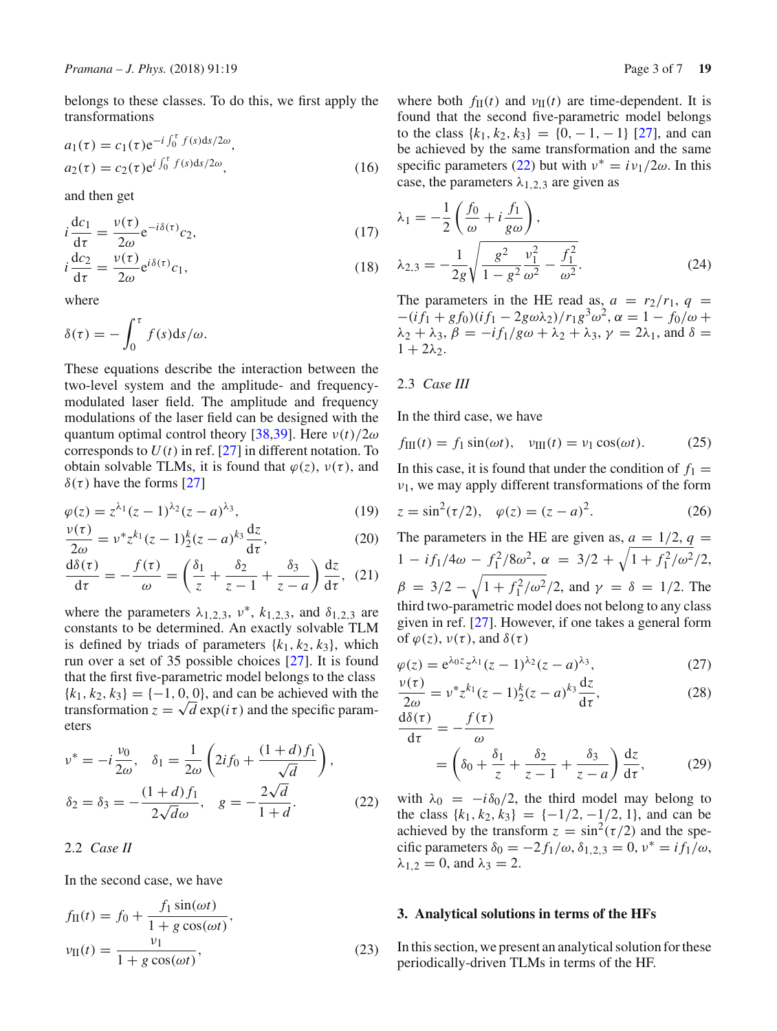belongs to these classes. To do this, we first apply the transformations

$$a_1(\tau) = c_1(\tau)e^{-i\int_0^\tau f(s)ds/2\omega},$$
$$a_2(\tau) = c_2(\tau)e^{i\int_0^\tau f(s)ds/2\omega}, \tag{16}$$

and then get

$$i\frac{dc_1}{d\tau} = \frac{\nu(\tau)}{2\omega}e^{-i\delta(\tau)}c_2, \tag{17}$$
$$i\frac{dc_2}{d\tau} = \frac{\nu(\tau)}{2\omega}e^{i\delta(\tau)}c_1, \tag{18}$$

where

$$\delta(\tau) = -\int_0^\tau f(s)ds/\omega.$$

These equations describe the interaction between the two-level system and the amplitude- and frequency-modulated laser field. The amplitude and frequency modulations of the laser field can be designed with the quantum optimal control theory [38,39]. Here $\nu(t)/2\omega$ corresponds to $U(t)$ in ref. [27] in different notation. To obtain solvable TLMs, it is found that $\varphi(z)$, $\nu(\tau)$, and $\delta(\tau)$ have the forms [27]

$$\varphi(z) = z^{\lambda_1}(z-1)^{\lambda_2}(z-a)^{\lambda_3}, \tag{19}$$
$$\frac{\nu(\tau)}{2\omega} = \nu^* z^{k_1}(z-1)_2^{k}(z-a)^{k_3}\frac{dz}{d\tau}, \tag{20}$$
$$\frac{d\delta(\tau)}{d\tau} = -\frac{f(\tau)}{\omega} = \left(\frac{\delta_1}{z} + \frac{\delta_2}{z-1} + \frac{\delta_3}{z-a}\right)\frac{dz}{d\tau}, \tag{21}$$

where the parameters $\lambda_{1,2,3}$, $\nu^*$, $k_{1,2,3}$, and $\delta_{1,2,3}$ are constants to be determined. An exactly solvable TLM is defined by triads of parameters $\{k_1, k_2, k_3\}$, which run over a set of 35 possible choices [27]. It is found that the first five-parametric model belongs to the class $\{k_1, k_2, k_3\} = \{-1, 0, 0\}$, and can be achieved with the transformation $z = \sqrt{d}\exp(i\tau)$ and the specific parameters

$$\nu^* = -i\frac{\nu_0}{2\omega}, \quad \delta_1 = \frac{1}{2\omega}\left(2if_0 + \frac{(1+d)f_1}{\sqrt{d}}\right),$$
$$\delta_2 = \delta_3 = -\frac{(1+d)f_1}{2\sqrt{d}\omega}, \quad g = -\frac{2\sqrt{d}}{1+d}. \tag{22}$$

### 2.2 *Case II*

In the second case, we have

$$f_{\text{II}}(t) = f_0 + \frac{f_1\sin(\omega t)}{1+g\cos(\omega t)},$$
$$\nu_{\text{II}}(t) = \frac{\nu_1}{1+g\cos(\omega t)}, \tag{23}$$

where both $f_{\text{II}}(t)$ and $\nu_{\text{II}}(t)$ are time-dependent. It is found that the second five-parametric model belongs to the class $\{k_1, k_2, k_3\} = \{0, -1, -1\}$ [27], and can be achieved by the same transformation and the same specific parameters (22) but with $\nu^* = i\nu_1/2\omega$. In this case, the parameters $\lambda_{1,2,3}$ are given as

$$\lambda_1 = -\frac{1}{2}\left(\frac{f_0}{\omega} + i\frac{f_1}{g\omega}\right),$$
$$\lambda_{2,3} = -\frac{1}{2g}\sqrt{\frac{g^2}{1-g^2}\frac{\nu_1^2}{\omega^2} - \frac{f_1^2}{\omega^2}}. \tag{24}$$

The parameters in the HE read as, $a = r_2/r_1$, $q = -(if_1 + gf_0)(if_1 - 2g\omega\lambda_2)/r_1g^3\omega^2$, $\alpha = 1 - f_0/\omega + \lambda_2 + \lambda_3$, $\beta = -if_1/g\omega + \lambda_2 + \lambda_3$, $\gamma = 2\lambda_1$, and $\delta = 1 + 2\lambda_2$.

### 2.3 *Case III*

In the third case, we have

$$f_{\text{III}}(t) = f_1\sin(\omega t), \quad \nu_{\text{III}}(t) = \nu_1\cos(\omega t). \tag{25}$$

In this case, it is found that under the condition of $f_1 = \nu_1$, we may apply different transformations of the form

$$z = \sin^2(\tau/2), \quad \varphi(z) = (z-a)^2. \tag{26}$$

The parameters in the HE are given as, $a = 1/2$, $q = 1 - if_1/4\omega - f_1^2/8\omega^2$, $\alpha = 3/2 + \sqrt{1 + f_1^2/\omega^2}/2$, $\beta = 3/2 - \sqrt{1 + f_1^2/\omega^2}/2$, and $\gamma = \delta = 1/2$. The third two-parametric model does not belong to any class given in ref. [27]. However, if one takes a general form of $\varphi(z)$, $\nu(\tau)$, and $\delta(\tau)$

$$\varphi(z) = e^{\lambda_0 z}z^{\lambda_1}(z-1)^{\lambda_2}(z-a)^{\lambda_3}, \tag{27}$$
$$\frac{\nu(\tau)}{2\omega} = \nu^* z^{k_1}(z-1)_2^{k}(z-a)^{k_3}\frac{dz}{d\tau}, \tag{28}$$
$$\frac{d\delta(\tau)}{d\tau} = -\frac{f(\tau)}{\omega} = \left(\delta_0 + \frac{\delta_1}{z} + \frac{\delta_2}{z-1} + \frac{\delta_3}{z-a}\right)\frac{dz}{d\tau}, \tag{29}$$

with $\lambda_0 = -i\delta_0/2$, the third model may belong to the class $\{k_1, k_2, k_3\} = \{-1/2, -1/2, 1\}$, and can be achieved by the transform $z = \sin^2(\tau/2)$ and the specific parameters $\delta_0 = -2f_1/\omega$, $\delta_{1,2,3} = 0$, $\nu^* = if_1/\omega$, $\lambda_{1,2} = 0$, and $\lambda_3 = 2$.

## 3. Analytical solutions in terms of the HFs

In this section, we present an analytical solution for these periodically-driven TLMs in terms of the HF.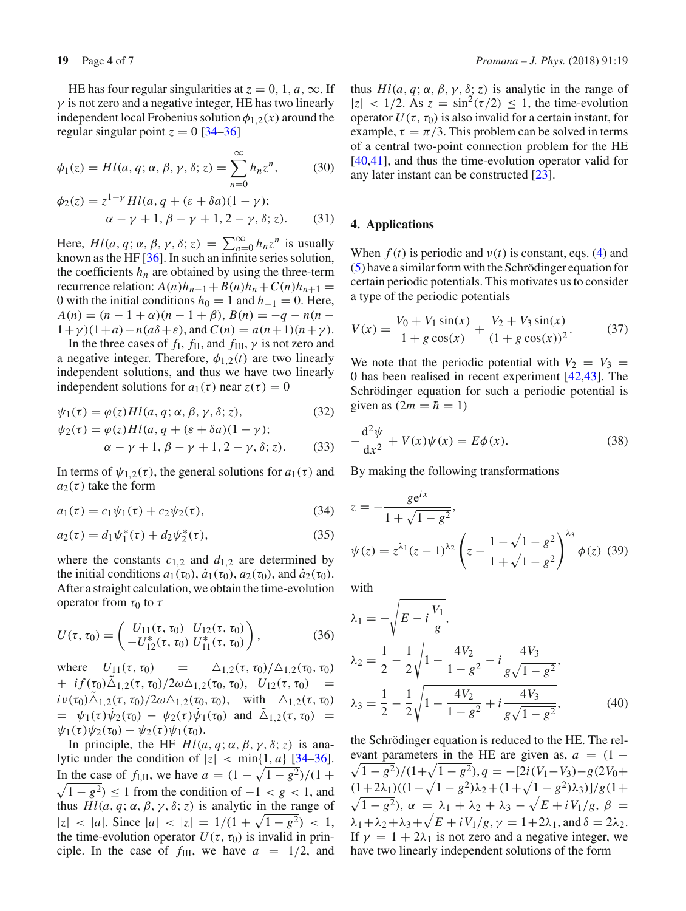HE has four regular singularities at $z = 0, 1, a, \infty$. If $\gamma$ is not zero and a negative integer, HE has two linearly independent local Frobenius solution $\phi_{1,2}(x)$ around the regular singular point $z = 0$ [34–36]

$$\phi_1(z) = Hl(a, q; \alpha, \beta, \gamma, \delta; z) = \sum_{n=0}^{\infty} h_n z^n, \tag{30}$$

$$\phi_2(z) = z^{1-\gamma} Hl(a, q + (\varepsilon + \delta a)(1 - \gamma); \alpha - \gamma + 1, \beta - \gamma + 1, 2 - \gamma, \delta; z). \tag{31}$$

Here, $Hl(a, q; \alpha, \beta, \gamma, \delta; z) = \sum_{n=0}^{\infty} h_n z^n$ is usually known as the HF [36]. In such an infinite series solution, the coefficients $h_n$ are obtained by using the three-term recurrence relation: $A(n)h_{n-1} + B(n)h_n + C(n)h_{n+1} = 0$ with the initial conditions $h_0 = 1$ and $h_{-1} = 0$. Here, $A(n) = (n - 1 + \alpha)(n - 1 + \beta)$, $B(n) = -q - n(n - 1 + \gamma)(1 + a) - n(a\delta + \varepsilon)$, and $C(n) = a(n + 1)(n + \gamma)$.

In the three cases of $f_{\mathrm{I}}$, $f_{\mathrm{II}}$, and $f_{\mathrm{III}}$, $\gamma$ is not zero and a negative integer. Therefore, $\phi_{1,2}(t)$ are two linearly independent solutions, and thus we have two linearly independent solutions for $a_1(\tau)$ near $z(\tau) = 0$

$$\psi_1(\tau) = \varphi(z) Hl(a, q; \alpha, \beta, \gamma, \delta; z), \tag{32}$$

$$\psi_2(\tau) = \varphi(z) Hl(a, q + (\varepsilon + \delta a)(1 - \gamma); \alpha - \gamma + 1, \beta - \gamma + 1, 2 - \gamma, \delta; z). \tag{33}$$

In terms of $\psi_{1,2}(\tau)$, the general solutions for $a_1(\tau)$ and $a_2(\tau)$ take the form

$$a_1(\tau) = c_1 \psi_1(\tau) + c_2 \psi_2(\tau), \tag{34}$$

$$a_2(\tau) = d_1 \psi_1^*(\tau) + d_2 \psi_2^*(\tau), \tag{35}$$

where the constants $c_{1,2}$ and $d_{1,2}$ are determined by the initial conditions $a_1(\tau_0)$, $\dot{a}_1(\tau_0)$, $a_2(\tau_0)$, and $\dot{a}_2(\tau_0)$. After a straight calculation, we obtain the time-evolution operator from $\tau_0$ to $\tau$

$$U(\tau, \tau_0) = \begin{pmatrix} U_{11}(\tau, \tau_0) & U_{12}(\tau, \tau_0) \\ -U_{12}^*(\tau, \tau_0) & U_{11}^*(\tau, \tau_0) \end{pmatrix}, \tag{36}$$

where $U_{11}(\tau, \tau_0) = \Delta_{1,2}(\tau, \tau_0)/\Delta_{1,2}(\tau_0, \tau_0) + i f(\tau_0)\tilde{\Delta}_{1,2}(\tau, \tau_0)/2\omega\Delta_{1,2}(\tau_0, \tau_0)$, $U_{12}(\tau, \tau_0) = i\nu(\tau_0)\tilde{\Delta}_{1,2}(\tau, \tau_0)/2\omega\Delta_{1,2}(\tau_0, \tau_0)$, with $\Delta_{1,2}(\tau, \tau_0) = \psi_1(\tau)\dot{\psi}_2(\tau_0) - \psi_2(\tau)\dot{\psi}_1(\tau_0)$ and $\tilde{\Delta}_{1,2}(\tau, \tau_0) = \psi_1(\tau)\psi_2(\tau_0) - \psi_2(\tau)\psi_1(\tau_0)$.

In principle, the HF $Hl(a, q; \alpha, \beta, \gamma, \delta; z)$ is analytic under the condition of $|z| < \min\{1, a\}$ [34–36]. In the case of $f_{\mathrm{I,II}}$, we have $a = (1 - \sqrt{1 - g^2})/(1 + \sqrt{1 - g^2}) \le 1$ from the condition of $-1 < g < 1$, and thus $Hl(a, q; \alpha, \beta, \gamma, \delta; z)$ is analytic in the range of $|z| < |a|$. Since $|a| < |z| = 1/(1 + \sqrt{1 - g^2}) < 1$, the time-evolution operator $U(\tau, \tau_0)$ is invalid in principle. In the case of $f_{\mathrm{III}}$, we have $a = 1/2$, and thus $Hl(a, q; \alpha, \beta, \gamma, \delta; z)$ is analytic in the range of $|z| < 1/2$. As $z = \sin^2(\tau/2) \le 1$, the time-evolution operator $U(\tau, \tau_0)$ is also invalid for a certain instant, for example, $\tau = \pi/3$. This problem can be solved in terms of a central two-point connection problem for the HE [40,41], and thus the time-evolution operator valid for any later instant can be constructed [23].

## 4. Applications

When $f(t)$ is periodic and $\nu(t)$ is constant, eqs. (4) and (5) have a similar form with the Schrödinger equation for certain periodic potentials. This motivates us to consider a type of the periodic potentials

$$V(x) = \frac{V_0 + V_1 \sin(x)}{1 + g\cos(x)} + \frac{V_2 + V_3 \sin(x)}{(1 + g\cos(x))^2}. \tag{37}$$

We note that the periodic potential with $V_2 = V_3 = 0$ has been realised in recent experiment [42,43]. The Schrödinger equation for such a periodic potential is given as ($2m = \hbar = 1$)

$$-\frac{\mathrm{d}^2\psi}{\mathrm{d}x^2} + V(x)\psi(x) = E\phi(x). \tag{38}$$

By making the following transformations

$$z = -\frac{g e^{ix}}{1 + \sqrt{1 - g^2}},$$

$$\psi(z) = z^{\lambda_1}(z - 1)^{\lambda_2}\left(z - \frac{1 - \sqrt{1 - g^2}}{1 + \sqrt{1 - g^2}}\right)^{\lambda_3}\phi(z) \tag{39}$$

with

$$\lambda_1 = -\sqrt{E - i\frac{V_1}{g}},$$

$$\lambda_2 = \frac{1}{2} - \frac{1}{2}\sqrt{1 - \frac{4V_2}{1 - g^2} - i\frac{4V_3}{g\sqrt{1 - g^2}}},$$

$$\lambda_3 = \frac{1}{2} - \frac{1}{2}\sqrt{1 - \frac{4V_2}{1 - g^2} + i\frac{4V_3}{g\sqrt{1 - g^2}}}, \tag{40}$$

the Schrödinger equation is reduced to the HE. The relevant parameters in the HE are given as, $a = (1 - \sqrt{1 - g^2})/(1 + \sqrt{1 - g^2})$, $q = -[2i(V_1 - V_3) - g(2V_0 + (1 + 2\lambda_1)((1 - \sqrt{1 - g^2})\lambda_2 + (1 + \sqrt{1 - g^2})\lambda_3)]/g(1 + \sqrt{1 - g^2})$, $\alpha = \lambda_1 + \lambda_2 + \lambda_3 - \sqrt{E + iV_1/g}$, $\beta = \lambda_1 + \lambda_2 + \lambda_3 + \sqrt{E + iV_1/g}$, $\gamma = 1 + 2\lambda_1$, and $\delta = 2\lambda_2$. If $\gamma = 1 + 2\lambda_1$ is not zero and a negative integer, we have two linearly independent solutions of the form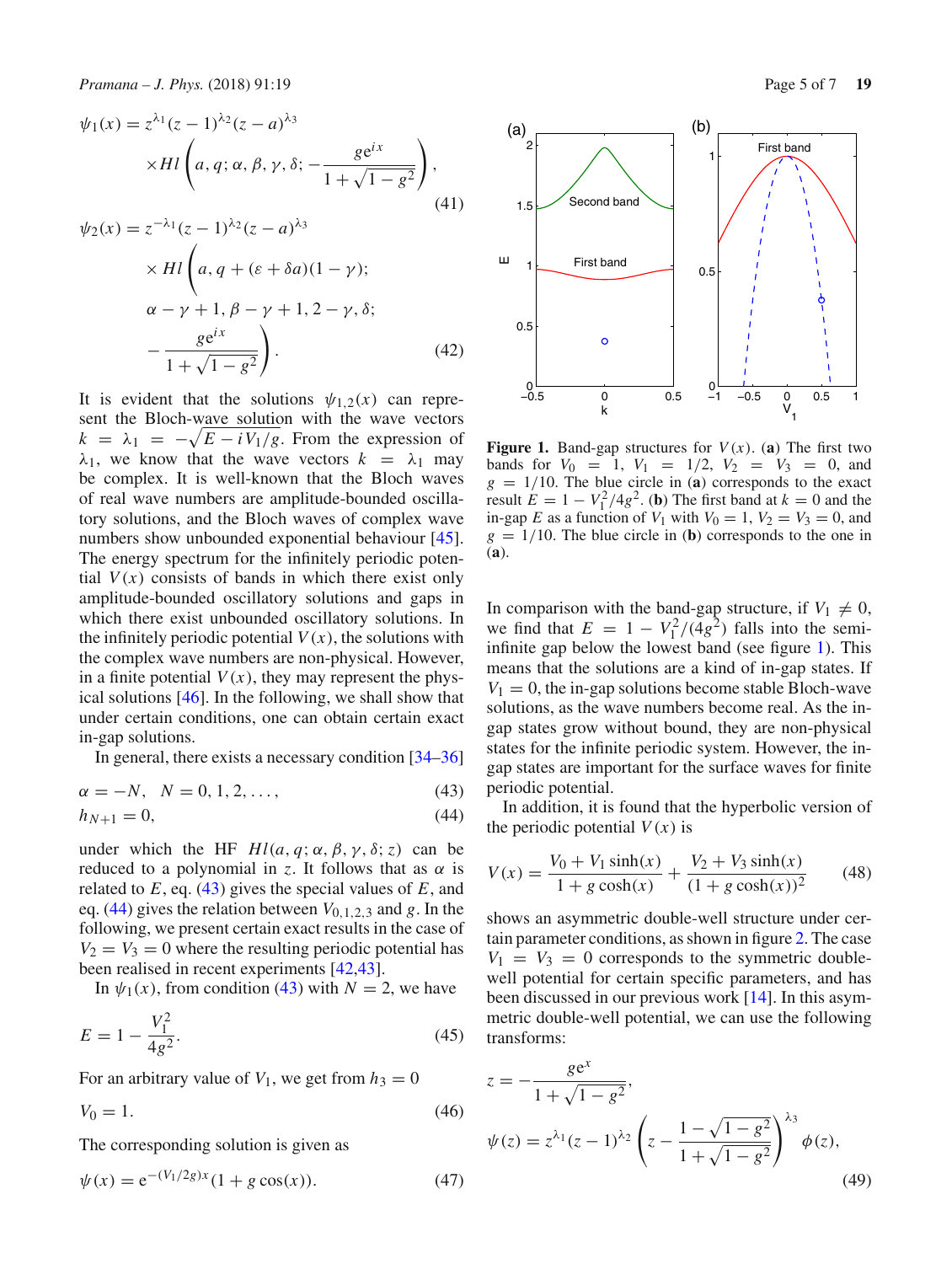$$\psi_1(x) = z^{\lambda_1}(z-1)^{\lambda_2}(z-a)^{\lambda_3} \times Hl\left(a, q; \alpha, \beta, \gamma, \delta; -\frac{g e^{ix}}{1+\sqrt{1-g^2}}\right), \tag{41}$$

$$\psi_2(x) = z^{-\lambda_1}(z-1)^{\lambda_2}(z-a)^{\lambda_3} \times Hl\Bigg(a, q + (\varepsilon + \delta a)(1-\gamma); \alpha - \gamma + 1, \beta - \gamma + 1, 2 - \gamma, \delta; -\frac{g e^{ix}}{1+\sqrt{1-g^2}}\Bigg). \tag{42}$$

It is evident that the solutions $\psi_{1,2}(x)$ can represent the Bloch-wave solution with the wave vectors $k = \lambda_1 = -\sqrt{E - iV_1/g}$. From the expression of $\lambda_1$, we know that the wave vectors $k = \lambda_1$ may be complex. It is well-known that the Bloch waves of real wave numbers are amplitude-bounded oscillatory solutions, and the Bloch waves of complex wave numbers show unbounded exponential behaviour [45]. The energy spectrum for the infinitely periodic potential $V(x)$ consists of bands in which there exist only amplitude-bounded oscillatory solutions and gaps in which there exist unbounded oscillatory solutions. In the infinitely periodic potential $V(x)$, the solutions with the complex wave numbers are non-physical. However, in a finite potential $V(x)$, they may represent the physical solutions [46]. In the following, we shall show that under certain conditions, one can obtain certain exact in-gap solutions.

In general, there exists a necessary condition [34–36]

$$\alpha = -N, \quad N = 0, 1, 2, \ldots, \tag{43}$$

$$h_{N+1} = 0, \tag{44}$$

under which the HF $Hl(a, q; \alpha, \beta, \gamma, \delta; z)$ can be reduced to a polynomial in $z$. It follows that as $\alpha$ is related to $E$, eq. (43) gives the special values of $E$, and eq. (44) gives the relation between $V_{0,1,2,3}$ and $g$. In the following, we present certain exact results in the case of $V_2 = V_3 = 0$ where the resulting periodic potential has been realised in recent experiments [42,43].

In $\psi_1(x)$, from condition (43) with $N = 2$, we have

$$E = 1 - \frac{V_1^2}{4g^2}. \tag{45}$$

For an arbitrary value of $V_1$, we get from $h_3 = 0$

$$V_0 = 1. \tag{46}$$

The corresponding solution is given as

$$\psi(x) = e^{-(V_1/2g)x}(1 + g\cos(x)). \tag{47}$$

**Figure 1.** Band-gap structures for $V(x)$. (**a**) The first two bands for $V_0 = 1$, $V_1 = 1/2$, $V_2 = V_3 = 0$, and $g = 1/10$. The blue circle in (**a**) corresponds to the exact result $E = 1 - V_1^2/4g^2$. (**b**) The first band at $k = 0$ and the in-gap $E$ as a function of $V_1$ with $V_0 = 1$, $V_2 = V_3 = 0$, and $g = 1/10$. The blue circle in (**b**) corresponds to the one in (**a**).

In comparison with the band-gap structure, if $V_1 \neq 0$, we find that $E = 1 - V_1^2/(4g^2)$ falls into the semi-infinite gap below the lowest band (see figure 1). This means that the solutions are a kind of in-gap states. If $V_1 = 0$, the in-gap solutions become stable Bloch-wave solutions, as the wave numbers become real. As the in-gap states grow without bound, they are non-physical states for the infinite periodic system. However, the in-gap states are important for the surface waves for finite periodic potential.

In addition, it is found that the hyperbolic version of the periodic potential $V(x)$ is

$$V(x) = \frac{V_0 + V_1\sinh(x)}{1 + g\cosh(x)} + \frac{V_2 + V_3\sinh(x)}{(1 + g\cosh(x))^2} \tag{48}$$

shows an asymmetric double-well structure under certain parameter conditions, as shown in figure 2. The case $V_1 = V_3 = 0$ corresponds to the symmetric double-well potential for certain specific parameters, and has been discussed in our previous work [14]. In this asymmetric double-well potential, we can use the following transforms:

$$z = -\frac{g e^{x}}{1+\sqrt{1-g^2}},$$

$$\psi(z) = z^{\lambda_1}(z-1)^{\lambda_2}\left(z - \frac{1-\sqrt{1-g^2}}{1+\sqrt{1-g^2}}\right)^{\lambda_3}\phi(z), \tag{49}$$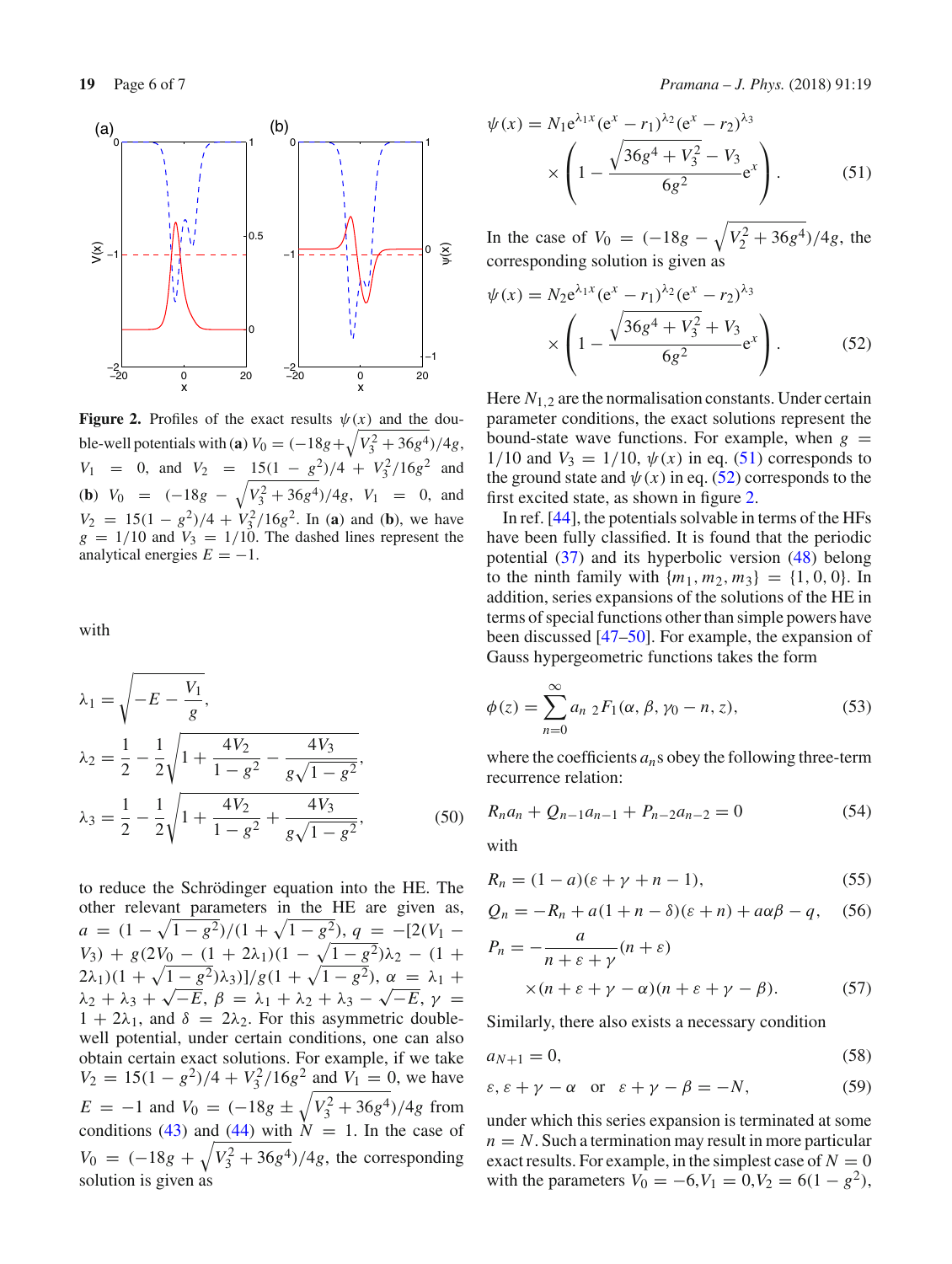**Figure 2.** Profiles of the exact results $\psi(x)$ and the double-well potentials with (**a**) $V_0 = (-18g + \sqrt{V_3^2 + 36g^4})/4g$, $V_1 = 0$, and $V_2 = 15(1-g^2)/4 + V_3^2/16g^2$ and (**b**) $V_0 = (-18g - \sqrt{V_3^2 + 36g^4})/4g$, $V_1 = 0$, and $V_2 = 15(1-g^2)/4 + V_3^2/16g^2$. In (**a**) and (**b**), we have $g = 1/10$ and $V_3 = 1/10$. The dashed lines represent the analytical energies $E = -1$.

with

$$\lambda_1 = \sqrt{-E - \frac{V_1}{g}},$$

$$\lambda_2 = \frac{1}{2} - \frac{1}{2}\sqrt{1 + \frac{4V_2}{1-g^2} - \frac{4V_3}{g\sqrt{1-g^2}}},$$

$$\lambda_3 = \frac{1}{2} - \frac{1}{2}\sqrt{1 + \frac{4V_2}{1-g^2} + \frac{4V_3}{g\sqrt{1-g^2}}}, \tag{50}$$

to reduce the Schrödinger equation into the HE. The other relevant parameters in the HE are given as, $a = (1-\sqrt{1-g^2})/(1+\sqrt{1-g^2})$, $q = -[2(V_1 - V_3) + g(2V_0 - (1+2\lambda_1)(1-\sqrt{1-g^2})\lambda_2 - (1+2\lambda_1)(1+\sqrt{1-g^2})\lambda_3)]/g(1+\sqrt{1-g^2})$, $\alpha = \lambda_1 + \lambda_2 + \lambda_3 + \sqrt{-E}$, $\beta = \lambda_1 + \lambda_2 + \lambda_3 - \sqrt{-E}$, $\gamma = 1 + 2\lambda_1$, and $\delta = 2\lambda_2$. For this asymmetric double-well potential, under certain conditions, one can also obtain certain exact solutions. For example, if we take $V_2 = 15(1-g^2)/4 + V_3^2/16g^2$ and $V_1 = 0$, we have $E = -1$ and $V_0 = (-18g \pm \sqrt{V_3^2 + 36g^4})/4g$ from conditions (43) and (44) with $N = 1$. In the case of $V_0 = (-18g + \sqrt{V_3^2 + 36g^4})/4g$, the corresponding solution is given as

$$\psi(x) = N_1 e^{\lambda_1 x}(e^x - r_1)^{\lambda_2}(e^x - r_2)^{\lambda_3} \times \left(1 - \frac{\sqrt{36g^4 + V_3^2} - V_3}{6g^2} e^x\right). \tag{51}$$

In the case of $V_0 = (-18g - \sqrt{V_2^2 + 36g^4})/4g$, the corresponding solution is given as

$$\psi(x) = N_2 e^{\lambda_1 x}(e^x - r_1)^{\lambda_2}(e^x - r_2)^{\lambda_3} \times \left(1 - \frac{\sqrt{36g^4 + V_3^2} + V_3}{6g^2} e^x\right). \tag{52}$$

Here $N_{1,2}$ are the normalisation constants. Under certain parameter conditions, the exact solutions represent the bound-state wave functions. For example, when $g = 1/10$ and $V_3 = 1/10$, $\psi(x)$ in eq. (51) corresponds to the ground state and $\psi(x)$ in eq. (52) corresponds to the first excited state, as shown in figure 2.

In ref. [44], the potentials solvable in terms of the HFs have been fully classified. It is found that the periodic potential (37) and its hyperbolic version (48) belong to the ninth family with $\{m_1, m_2, m_3\} = \{1, 0, 0\}$. In addition, series expansions of the solutions of the HE in terms of special functions other than simple powers have been discussed [47–50]. For example, the expansion of Gauss hypergeometric functions takes the form

$$\phi(z) = \sum_{n=0}^{\infty} a_n\, {}_2F_1(\alpha, \beta, \gamma_0 - n, z), \tag{53}$$

where the coefficients $a_n$s obey the following three-term recurrence relation:

$$R_n a_n + Q_{n-1} a_{n-1} + P_{n-2} a_{n-2} = 0 \tag{54}$$

with

$$R_n = (1-a)(\varepsilon + \gamma + n - 1), \tag{55}$$

$$Q_n = -R_n + a(1 + n - \delta)(\varepsilon + n) + a\alpha\beta - q, \tag{56}$$

$$P_n = -\frac{a}{n + \varepsilon + \gamma}(n + \varepsilon) \times (n + \varepsilon + \gamma - \alpha)(n + \varepsilon + \gamma - \beta). \tag{57}$$

Similarly, there also exists a necessary condition

$$a_{N+1} = 0, \tag{58}$$

$$\varepsilon, \varepsilon + \gamma - \alpha \quad \text{or} \quad \varepsilon + \gamma - \beta = -N, \tag{59}$$

under which this series expansion is terminated at some $n = N$. Such a termination may result in more particular exact results. For example, in the simplest case of $N = 0$ with the parameters $V_0 = -6, V_1 = 0, V_2 = 6(1-g^2)$,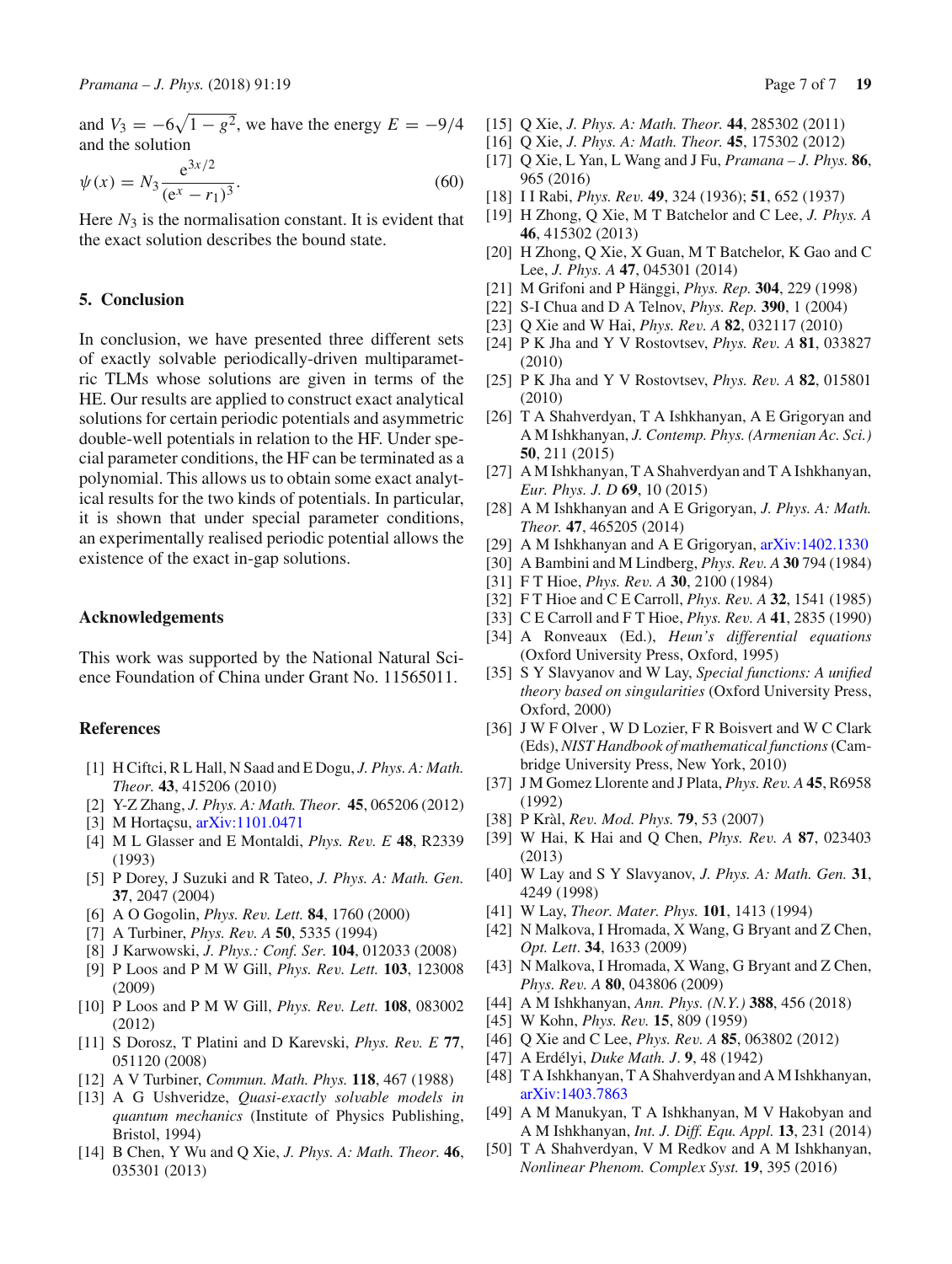and $V_3 = -6\sqrt{1-g^2}$, we have the energy $E = -9/4$ and the solution

$$\psi(x) = N_3 \frac{e^{3x/2}}{(e^x - r_1)^3}. \tag{60}$$

Here $N_3$ is the normalisation constant. It is evident that the exact solution describes the bound state.

## 5. Conclusion

In conclusion, we have presented three different sets of exactly solvable periodically-driven multiparametric TLMs whose solutions are given in terms of the HE. Our results are applied to construct exact analytical solutions for certain periodic potentials and asymmetric double-well potentials in relation to the HF. Under special parameter conditions, the HF can be terminated as a polynomial. This allows us to obtain some exact analytical results for the two kinds of potentials. In particular, it is shown that under special parameter conditions, an experimentally realised periodic potential allows the existence of the exact in-gap solutions.

## Acknowledgements

This work was supported by the National Natural Science Foundation of China under Grant No. 11565011.

## References

[1] H Ciftci, R L Hall, N Saad and E Dogu, *J. Phys. A: Math. Theor.* **43**, 415206 (2010)
[2] Y-Z Zhang, *J. Phys. A: Math. Theor.* **45**, 065206 (2012)
[3] M Hortaçsu, arXiv:1101.0471
[4] M L Glasser and E Montaldi, *Phys. Rev. E* **48**, R2339 (1993)
[5] P Dorey, J Suzuki and R Tateo, *J. Phys. A: Math. Gen.* **37**, 2047 (2004)
[6] A O Gogolin, *Phys. Rev. Lett.* **84**, 1760 (2000)
[7] A Turbiner, *Phys. Rev. A* **50**, 5335 (1994)
[8] J Karwowski, *J. Phys.: Conf. Ser.* **104**, 012033 (2008)
[9] P Loos and P M W Gill, *Phys. Rev. Lett.* **103**, 123008 (2009)
[10] P Loos and P M W Gill, *Phys. Rev. Lett.* **108**, 083002 (2012)
[11] S Dorosz, T Platini and D Karevski, *Phys. Rev. E* **77**, 051120 (2008)
[12] A V Turbiner, *Commun. Math. Phys.* **118**, 467 (1988)
[13] A G Ushveridze, *Quasi-exactly solvable models in quantum mechanics* (Institute of Physics Publishing, Bristol, 1994)
[14] B Chen, Y Wu and Q Xie, *J. Phys. A: Math. Theor.* **46**, 035301 (2013)
[15] Q Xie, *J. Phys. A: Math. Theor.* **44**, 285302 (2011)
[16] Q Xie, *J. Phys. A: Math. Theor.* **45**, 175302 (2012)
[17] Q Xie, L Yan, L Wang and J Fu, *Pramana – J. Phys.* **86**, 965 (2016)
[18] I I Rabi, *Phys. Rev.* **49**, 324 (1936); **51**, 652 (1937)
[19] H Zhong, Q Xie, M T Batchelor and C Lee, *J. Phys. A* **46**, 415302 (2013)
[20] H Zhong, Q Xie, X Guan, M T Batchelor, K Gao and C Lee, *J. Phys. A* **47**, 045301 (2014)
[21] M Grifoni and P Hänggi, *Phys. Rep.* **304**, 229 (1998)
[22] S-I Chua and D A Telnov, *Phys. Rep.* **390**, 1 (2004)
[23] Q Xie and W Hai, *Phys. Rev. A* **82**, 032117 (2010)
[24] P K Jha and Y V Rostovtsev, *Phys. Rev. A* **81**, 033827 (2010)
[25] P K Jha and Y V Rostovtsev, *Phys. Rev. A* **82**, 015801 (2010)
[26] T A Shahverdyan, T A Ishkhanyan, A E Grigoryan and A M Ishkhanyan, *J. Contemp. Phys. (Armenian Ac. Sci.)* **50**, 211 (2015)
[27] A M Ishkhanyan, T A Shahverdyan and T A Ishkhanyan, *Eur. Phys. J. D* **69**, 10 (2015)
[28] A M Ishkhanyan and A E Grigoryan, *J. Phys. A: Math. Theor.* **47**, 465205 (2014)
[29] A M Ishkhanyan and A E Grigoryan, arXiv:1402.1330
[30] A Bambini and M Lindberg, *Phys. Rev. A* **30** 794 (1984)
[31] F T Hioe, *Phys. Rev. A* **30**, 2100 (1984)
[32] F T Hioe and C E Carroll, *Phys. Rev. A* **32**, 1541 (1985)
[33] C E Carroll and F T Hioe, *Phys. Rev. A* **41**, 2835 (1990)
[34] A Ronveaux (Ed.), *Heun's differential equations* (Oxford University Press, Oxford, 1995)
[35] S Y Slavyanov and W Lay, *Special functions: A unified theory based on singularities* (Oxford University Press, Oxford, 2000)
[36] J W F Olver , W D Lozier, F R Boisvert and W C Clark (Eds), *NIST Handbook of mathematical functions* (Cambridge University Press, New York, 2010)
[37] J M Gomez Llorente and J Plata, *Phys. Rev. A* **45**, R6958 (1992)
[38] P Kràl, *Rev. Mod. Phys.* **79**, 53 (2007)
[39] W Hai, K Hai and Q Chen, *Phys. Rev. A* **87**, 023403 (2013)
[40] W Lay and S Y Slavyanov, *J. Phys. A: Math. Gen.* **31**, 4249 (1998)
[41] W Lay, *Theor. Mater. Phys.* **101**, 1413 (1994)
[42] N Malkova, I Hromada, X Wang, G Bryant and Z Chen, *Opt. Lett*. **34**, 1633 (2009)
[43] N Malkova, I Hromada, X Wang, G Bryant and Z Chen, *Phys. Rev. A* **80**, 043806 (2009)
[44] A M Ishkhanyan, *Ann. Phys. (N.Y.)* **388**, 456 (2018)
[45] W Kohn, *Phys. Rev.* **15**, 809 (1959)
[46] Q Xie and C Lee, *Phys. Rev. A* **85**, 063802 (2012)
[47] A Erdélyi, *Duke Math. J*. **9**, 48 (1942)
[48] T A Ishkhanyan, T A Shahverdyan and A M Ishkhanyan, arXiv:1403.7863
[49] A M Manukyan, T A Ishkhanyan, M V Hakobyan and A M Ishkhanyan, *Int. J. Diff. Equ. Appl.* **13**, 231 (2014)
[50] T A Shahverdyan, V M Redkov and A M Ishkhanyan, *Nonlinear Phenom. Complex Syst.* **19**, 395 (2016)